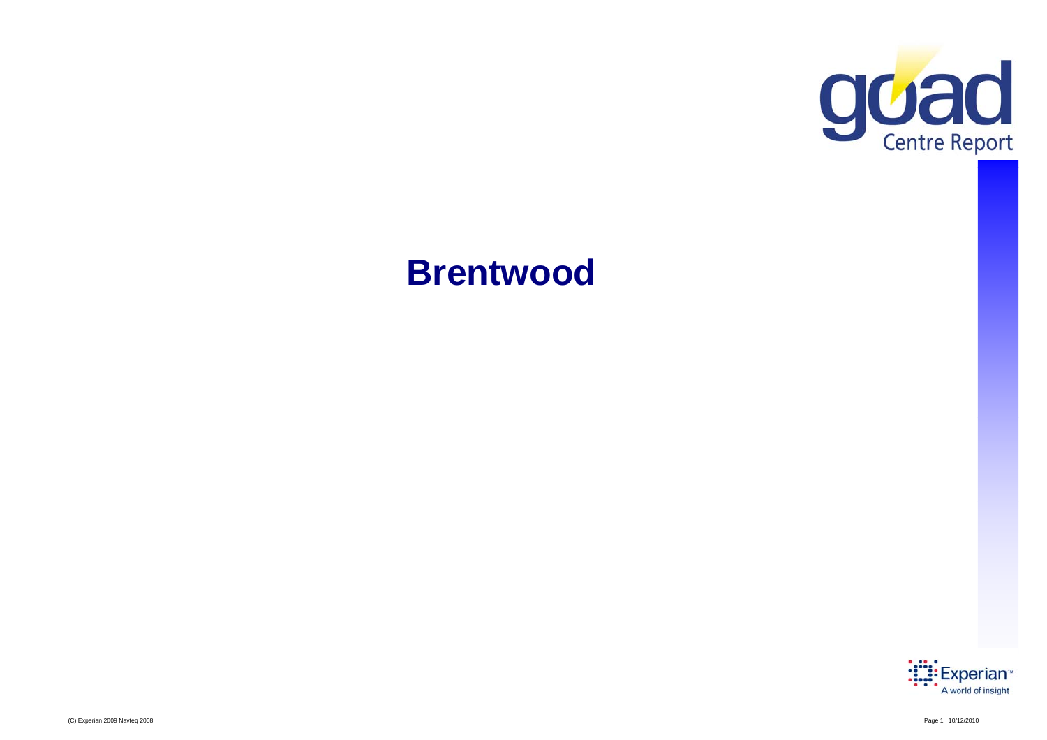goad Centre Report

# Brentwood

Experian™ A world of insight

(C) Experian 2009 Navteq 2008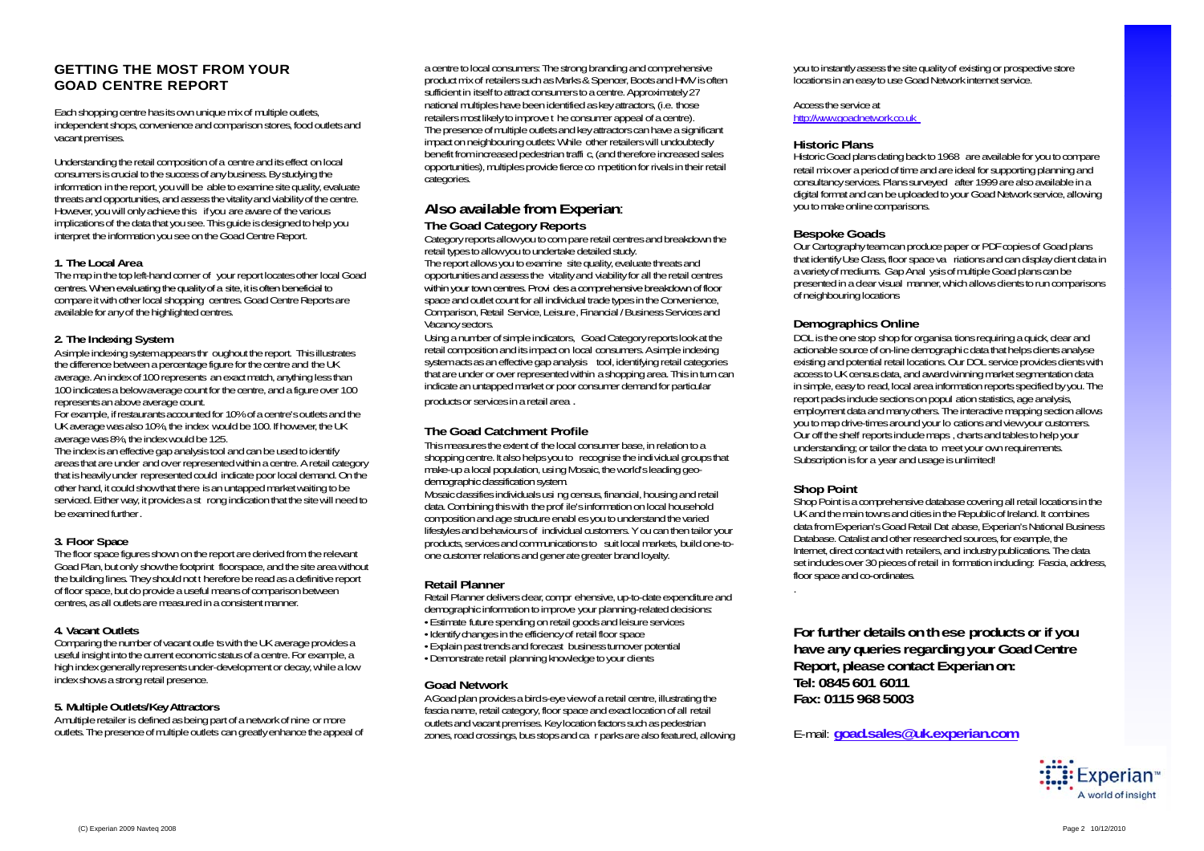## GETTING THE MOST FROM YOUR GOAD CENTRE REPORT

Each shopping centre has its own unique mix of multiple outlets, independent shops, convenience and comparison stores, food outlets and vacant premises.

Understanding the retail composition of a centre and its effect on local consumers is crucial to the success of any business. By studying the information in the report, you will be able to examine site quality, evaluate threats and opportunities, and assess the vitality and viability of the centre. However, you will only achieve this if you are aware of the various implications of the data that you see. This guide is designed to help you interpret the information you see on the Goad Centre Report.

### 1. The Local Area

The map in the top left-hand corner of your report locates other local Goad centres. When evaluating the quality of a site, it is often beneficial to compare it with other local shopping centres. Goad Centre Reports are available for any of the highlighted centres.

### 2. The Indexing System

A simple indexing system appears throughout the report. This illustrates the difference between a percentage figure for the centre and the UK average. An index of 100 represents an exact match, anything less than 100 indicates a below average count for the centre, and a figure over 100 represents an above average count.

For example, if restaurants accounted for 10% of a centre's outlets and the UK average was also 10%, the index would be 100. If however, the UK average was 8%, the index would be 125.

The index is an effective gap analysis tool and can be used to identify areas that are under and over represented within a centre. A retail category that is heavily under represented could indicate poor local demand. On the other hand, it could show that there is an untapped market waiting to be serviced. Either way, it provides a strong indication that the site will need to be examined further.

### 3. Floor Space

The floor space figures shown on the report are derived from the relevant Goad Plan, but only show the footprint floorspace, and the site area without the building lines. They should not therefore be read as a definitive report of floor space, but do provide a useful means of comparison between centres, as all outlets are measured in a consistent manner.

### 4. Vacant Outlets

Comparing the number of vacant outlets with the UK average provides a useful insight into the current economic status of a centre. For example, a high index generally represents under-development or decay, while a low index shows a strong retail presence.

### 5. Multiple Outlets/Key Attractors

A multiple retailer is defined as being part of a network of nine or more outlets. The presence of multiple outlets can greatly enhance the appeal of a centre to local consumers. The strong branding and comprehensive product mix of retailers such as Marks & Spencer, Boots and HMV is often sufficient in itself to attract consumers to a centre. Approximately 27 national multiples have been identified as key attractors, (i.e. those retailers most likely to improve the consumer appeal of a centre).

The presence of multiple outlets and key attractors can have a significant impact on neighbouring outlets. While other retailers will undoubtedly benefit from increased pedestrian traffic, (and therefore increased sales opportunities), multiples provide fierce competition for rivals in their retail categories.

## Also available from Experian:

### The Goad Category Reports

Category reports allow you to compare retail centres and breakdown the retail types to allow you to undertake detailed study.

The report allows you to examine site quality, evaluate threats and opportunities and assess the vitality and viability for all the retail centres within your town centres. Provides a comprehensive breakdown of floor space and outlet count for all individual trade types in the Convenience, Comparison, Retail Service, Leisure, Financial / Business Services and Vacancy sectors.

Using a number of simple indicators, Goad Category reports look at the retail composition and its impact on local consumers. A simple indexing system acts as an effective gap analysis tool, identifying retail categories that are under or over represented within a shopping area. This in turn can indicate an untapped market or poor consumer demand for particular products or services in a retail area .

### The Goad Catchment Profile

This measures the extent of the local consumer base, in relation to a shopping centre. It also helps you to recognise the individual groups that make-up a local population, using Mosaic, the world's leading geo-demographic classification system.

Mosaic classifies individuals using census, financial, housing and retail data. Combining this with the profile's information on local household composition and age structure enables you to understand the varied lifestyles and behaviours of individual customers. You can then tailor your products, services and communications to suit local markets, build one-to-one customer relations and generate greater brand loyalty.

### Retail Planner

Retail Planner delivers clear, comprehensive, up-to-date expenditure and demographic information to improve your planning-related decisions:

- Estimate future spending on retail goods and leisure services
- Identify changes in the efficiency of retail floor space
- Explain past trends and forecast business turnover potential
- Demonstrate retail planning knowledge to your clients

### Goad Network

A Goad plan provides a birds-eye view of a retail centre, illustrating the fascia name, retail category, floor space and exact location of all retail outlets and vacant premises. Key location factors such as pedestrian zones, road crossings, bus stops and car parks are also featured, allowing you to instantly assess the site quality of existing or prospective store locations in an easy to use Goad Network internet service.

Access the service at http://www.goadnetwork.co.uk

### Historic Plans

Historic Goad plans dating back to 1968 are available for you to compare retail mix over a period of time and are ideal for supporting planning and consultancy services. Plans surveyed after 1999 are also available in a digital format and can be uploaded to your Goad Network service, allowing you to make online comparisons.

### Bespoke Goads

Our Cartography team can produce paper or PDF copies of Goad plans that identify Use Class, floor space variations and can display client data in a variety of mediums. Gap Analysis of multiple Goad plans can be presented in a clear visual manner, which allows clients to run comparisons of neighbouring locations

### Demographics Online

DOL is the one stop shop for organisations requiring a quick, clear and actionable source of on-line demographic data that helps clients analyse existing and potential retail locations. Our DOL service provides clients with access to UK census data, and award winning market segmentation data in simple, easy to read, local area information reports specified by you. The report packs include sections on population statistics, age analysis, employment data and many others. The interactive mapping section allows you to map drive-times around your locations and view your customers. Our off the shelf reports include maps , charts and tables to help your understanding; or tailor the data to meet your own requirements. Subscription is for a year and usage is unlimited!

### Shop Point

Shop Point is a comprehensive database covering all retail locations in the UK and the main towns and cities in the Republic of Ireland. It combines data from Experian's Goad Retail Database, Experian's National Business Database. Catalist and other researched sources, for example, the Internet, direct contact with retailers, and industry publications. The data set includes over 30 pieces of retail information including: Fascia, address, floor space and co-ordinates.

**For further details on these products or if you have any queries regarding your Goad Centre Report, please contact Experian on:**
**Tel: 0845 601 6011**
**Fax: 0115 968 5003**

E-mail: **goad.sales@uk.experian.com**

Experian™ A world of insight

(C) Experian 2009 Navteq 2008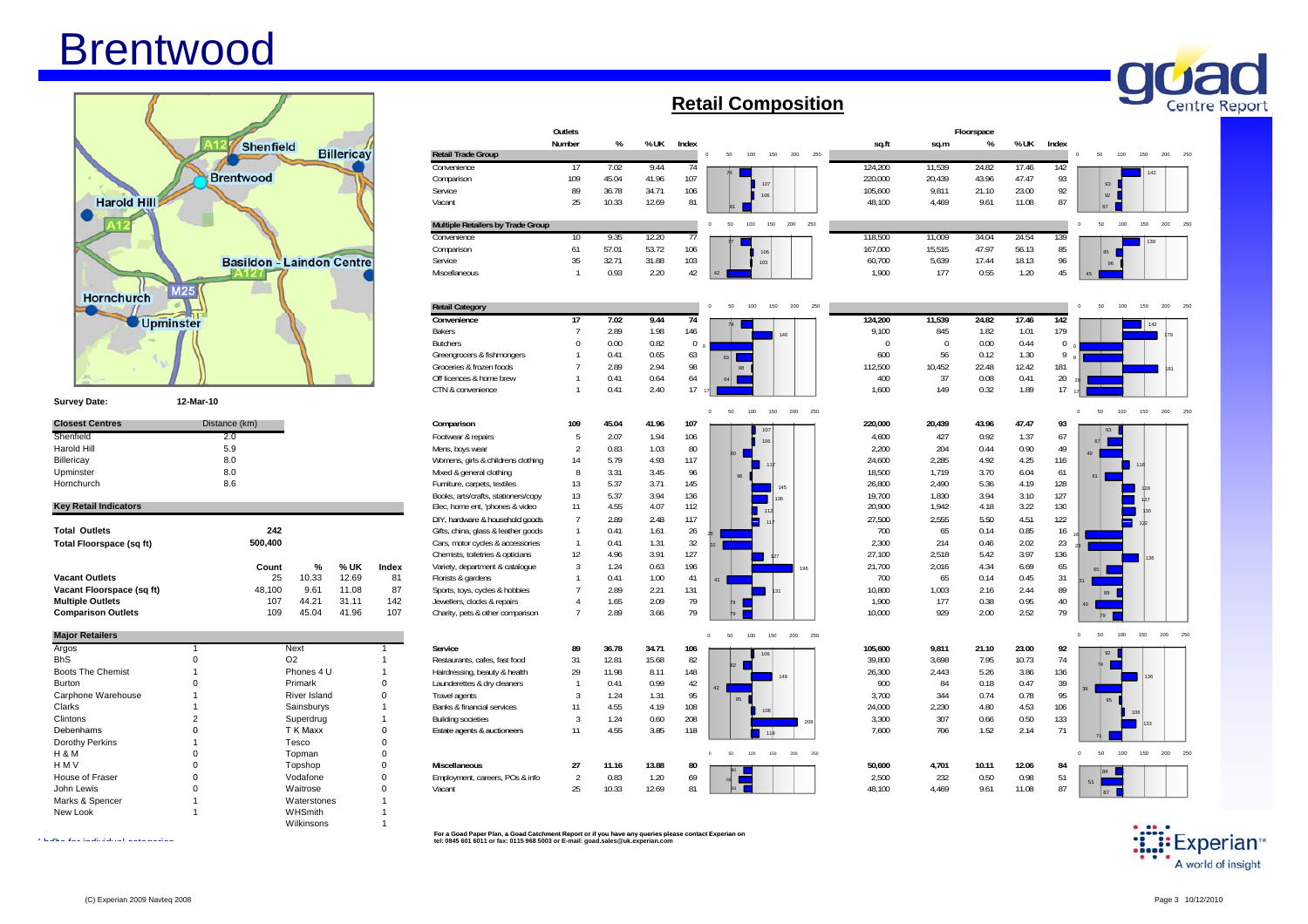# Brentwood

## Retail Composition

**Survey Date:** 12-Mar-10

| Closest Centres | Distance (km) |
|---|---|
| Shenfield | 2.0 |
| Harold Hill | 5.9 |
| Billericay | 8.0 |
| Upminster | 8.0 |
| Hornchurch | 8.6 |

### Key Retail Indicators

| | | | | |
|---|---|---|---|---|
| **Total Outlets** | 242 | | | |
| **Total Floorspace (sq ft)** | 500,400 | | | |
| | **Count** | **%** | **% UK** | **Index** |
| **Vacant Outlets** | 25 | 10.33 | 12.69 | 81 |
| **Vacant Floorspace (sq ft)** | 48,100 | 9.61 | 11.08 | 87 |
| **Multiple Outlets** | 107 | 44.21 | 31.11 | 142 |
| **Comparison Outlets** | 109 | 45.04 | 41.96 | 107 |

### Major Retailers

| Retailer | Count | Retailer | Count |
|---|---|---|---|
| Argos | 1 | Next | 1 |
| BhS | 0 | O2 | 1 |
| Boots The Chemist | 1 | Phones 4 U | 1 |
| Burton | 0 | Primark | 0 |
| Carphone Warehouse | 1 | River Island | 0 |
| Clarks | 1 | Sainsburys | 1 |
| Clintons | 2 | Superdrug | 1 |
| Debenhams | 0 | T K Maxx | 0 |
| Dorothy Perkins | 1 | Tesco | 0 |
| H & M | 0 | Topman | 0 |
| H M V | 0 | Topshop | 0 |
| House of Fraser | 0 | Vodafone | 0 |
| John Lewis | 0 | Waitrose | 0 |
| Marks & Spencer | 1 | Waterstones | 1 |
| New Look | 1 | WHSmith | 1 |
| | | Wilkinsons | 1 |

### Retail Trade Group

| | Outlets Number | % | % UK | Index | Floorspace sq.ft | sq.m | % | % UK | Index |
|---|---|---|---|---|---|---|---|---|---|
| Convenience | 17 | 7.02 | 9.44 | 74 | 124,200 | 11,539 | 24.82 | 17.46 | 142 |
| Comparison | 109 | 45.04 | 41.96 | 107 | 220,000 | 20,439 | 43.96 | 47.47 | 93 |
| Service | 89 | 36.78 | 34.71 | 106 | 105,600 | 9,811 | 21.10 | 23.00 | 92 |
| Vacant | 25 | 10.33 | 12.69 | 81 | 48,100 | 4,469 | 9.61 | 11.08 | 87 |

### Multiple Retailers by Trade Group

| | Outlets Number | % | % UK | Index | sq.ft | sq.m | % | % UK | Index |
|---|---|---|---|---|---|---|---|---|---|
| Convenience | 10 | 9.35 | 12.20 | 77 | 118,500 | 11,009 | 34.04 | 24.54 | 139 |
| Comparison | 61 | 57.01 | 53.72 | 106 | 167,000 | 15,515 | 47.97 | 56.13 | 85 |
| Service | 35 | 32.71 | 31.88 | 103 | 60,700 | 5,639 | 17.44 | 18.13 | 96 |
| Miscellaneous | 1 | 0.93 | 2.20 | 42 | 1,900 | 177 | 0.55 | 1.20 | 45 |

### Retail Category

| | Outlets Number | % | % UK | Index | sq.ft | sq.m | % | % UK | Index |
|---|---|---|---|---|---|---|---|---|---|
| **Convenience** | **17** | **7.02** | **9.44** | **74** | **124,200** | **11,539** | **24.82** | **17.46** | **142** |
| Bakers | 7 | 2.89 | 1.98 | 146 | 9,100 | 845 | 1.82 | 1.01 | 179 |
| Butchers | 0 | 0.00 | 0.82 | 0 | 0 | 0 | 0.00 | 0.44 | 0 |
| Greengrocers & fishmongers | 1 | 0.41 | 0.65 | 63 | 600 | 56 | 0.12 | 1.30 | 9 |
| Groceries & frozen foods | 7 | 2.89 | 2.94 | 98 | 112,500 | 10,452 | 22.48 | 12.42 | 181 |
| Off licences & home brew | 1 | 0.41 | 0.64 | 64 | 400 | 37 | 0.08 | 0.41 | 20 |
| CTN & convenience | 1 | 0.41 | 2.40 | 17 | 1,600 | 149 | 0.32 | 1.89 | 17 |
| **Comparison** | **109** | **45.04** | **41.96** | **107** | **220,000** | **20,439** | **43.96** | **47.47** | **93** |
| Footwear & repairs | 5 | 2.07 | 1.94 | 106 | 4,600 | 427 | 0.92 | 1.37 | 67 |
| Mens, boys wear | 2 | 0.83 | 1.03 | 80 | 2,200 | 204 | 0.44 | 0.90 | 49 |
| Womens, girls & childrens clothing | 14 | 5.79 | 4.93 | 117 | 24,600 | 2,285 | 4.92 | 4.25 | 116 |
| Mixed & general clothing | 8 | 3.31 | 3.45 | 96 | 18,500 | 1,719 | 3.70 | 6.04 | 61 |
| Furniture, carpets, textiles | 13 | 5.37 | 3.71 | 145 | 26,800 | 2,490 | 5.36 | 4.19 | 128 |
| Books, arts/crafts, stationers/copy | 13 | 5.37 | 3.94 | 136 | 19,700 | 1,830 | 3.94 | 3.10 | 127 |
| Elec, home ent, 'phones & video | 11 | 4.55 | 4.07 | 112 | 20,900 | 1,942 | 4.18 | 3.22 | 130 |
| DIY, hardware & household goods | 7 | 2.89 | 2.48 | 117 | 27,500 | 2,555 | 5.50 | 4.51 | 122 |
| Gifts, china, glass & leather goods | 1 | 0.41 | 1.61 | 26 | 700 | 65 | 0.14 | 0.85 | 16 |
| Cars, motor cycles & accessories | 1 | 0.41 | 1.31 | 32 | 2,300 | 214 | 0.46 | 2.02 | 23 |
| Chemists, toiletries & opticians | 12 | 4.96 | 3.91 | 127 | 27,100 | 2,518 | 5.42 | 3.97 | 136 |
| Variety, department & catalogue | 3 | 1.24 | 0.63 | 196 | 21,700 | 2,016 | 4.34 | 6.69 | 65 |
| Florists & gardens | 1 | 0.41 | 1.00 | 41 | 700 | 65 | 0.14 | 0.45 | 31 |
| Sports, toys, cycles & hobbies | 7 | 2.89 | 2.21 | 131 | 10,800 | 1,003 | 2.16 | 2.44 | 89 |
| Jewellers, clocks & repairs | 4 | 1.65 | 2.09 | 79 | 1,900 | 177 | 0.38 | 0.95 | 40 |
| Charity, pets & other comparison | 7 | 2.89 | 3.66 | 79 | 10,000 | 929 | 2.00 | 2.52 | 79 |
| **Service** | **89** | **36.78** | **34.71** | **106** | **105,600** | **9,811** | **21.10** | **23.00** | **92** |
| Restaurants, cafes, fast food | 31 | 12.81 | 15.68 | 82 | 39,800 | 3,698 | 7.95 | 10.73 | 74 |
| Hairdressing, beauty & health | 29 | 11.98 | 8.11 | 148 | 26,300 | 2,443 | 5.26 | 3.86 | 136 |
| Launderettes & dry cleaners | 1 | 0.41 | 0.99 | 42 | 900 | 84 | 0.18 | 0.47 | 39 |
| Travel agents | 3 | 1.24 | 1.31 | 95 | 3,700 | 344 | 0.74 | 0.78 | 95 |
| Banks & financial services | 11 | 4.55 | 4.19 | 108 | 24,000 | 2,230 | 4.80 | 4.53 | 106 |
| Building societies | 3 | 1.24 | 0.60 | 208 | 3,300 | 307 | 0.66 | 0.50 | 133 |
| Estate agents & auctioneers | 11 | 4.55 | 3.85 | 118 | 7,600 | 706 | 1.52 | 2.14 | 71 |
| **Miscellaneous** | **27** | **11.16** | **13.88** | **80** | **50,600** | **4,701** | **10.11** | **12.06** | **84** |
| Employment, careers, POs & info | 2 | 0.83 | 1.20 | 69 | 2,500 | 232 | 0.50 | 0.98 | 51 |
| Vacant | 25 | 10.33 | 12.69 | 81 | 48,100 | 4,469 | 9.61 | 11.08 | 87 |

**For a Goad Paper Plan, a Goad Catchment Report or if you have any queries please contact Experian on tel: 0845 601 6011 or fax: 0115 968 5003 or E-mail: goad.sales@uk.experian.com**

(C) Experian 2009 Navteq 2008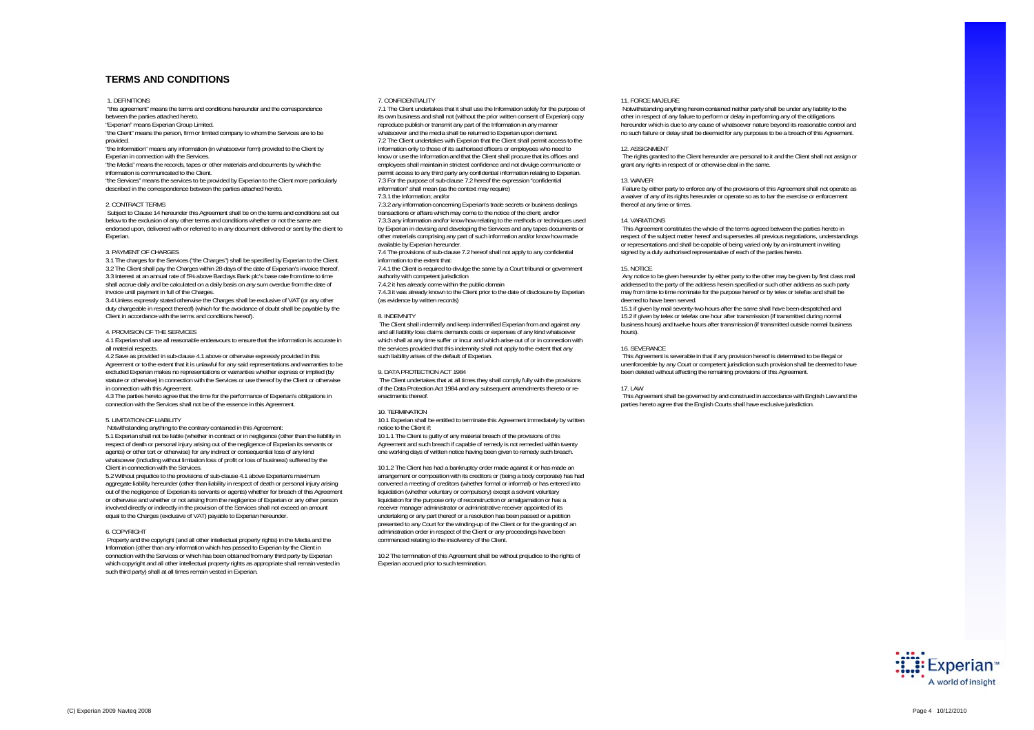# TERMS AND CONDITIONS

## 1. DEFINITIONS

"this agreement" means the terms and conditions hereunder and the correspondence between the parties attached hereto.

"Experian" means Experian Group Limited.

"the Client" means the person, firm or limited company to whom the Services are to be provided.

"the Information" means any information (in whatsoever form) provided to the Client by Experian in connection with the Services.

"the Media" means the records, tapes or other materials and documents by which the information is communicated to the Client.

"the Services" means the services to be provided by Experian to the Client more particularly described in the correspondence between the parties attached hereto.

## 2. CONTRACT TERMS

Subject to Clause 14 hereunder this Agreement shall be on the terms and conditions set out below to the exclusion of any other terms and conditions whether or not the same are endorsed upon, delivered with or referred to in any document delivered or sent by the client to Experian.

## 3. PAYMENT OF CHARGES

3.1 The charges for the Services ("the Charges") shall be specified by Experian to the Client.

3.2 The Client shall pay the Charges within 28 days of the date of Experian's invoice thereof.

3.3 Interest at an annual rate of 5% above Barclays Bank plc's base rate from time to time shall accrue daily and be calculated on a daily basis on any sum overdue from the date of invoice until payment in full of the Charges.

3.4 Unless expressly stated otherwise the Charges shall be exclusive of VAT (or any other duty chargeable in respect thereof) (which for the avoidance of doubt shall be payable by the Client in accordance with the terms and conditions hereof).

## 4. PROVISION OF THE SERVICES

4.1 Experian shall use all reasonable endeavours to ensure that the information is accurate in all material respects.

4.2 Save as provided in sub-clause 4.1 above or otherwise expressly provided in this Agreement or to the extent that it is unlawful for any said representations and warranties to be excluded Experian makes no representations or warranties whether express or implied (by statute or otherwise) in connection with the Services or use thereof by the Client or otherwise in connection with this Agreement.

4.3 The parties hereto agree that the time for the performance of Experian's obligations in connection with the Services shall not be of the essence in this Agreement.

## 5. LIMITATION OF LIABILITY

Notwithstanding anything to the contrary contained in this Agreement:

5.1 Experian shall not be liable (whether in contract or in negligence (other than the liability in respect of death or personal injury arising out of the negligence of Experian its servants or agents) or other tort or otherwise) for any indirect or consequential loss of any kind whatsoever (including without limitation loss of profit or loss of business) suffered by the Client in connection with the Services.

5.2 Without prejudice to the provisions of sub-clause 4.1 above Experian's maximum aggregate liability hereunder (other than liability in respect of death or personal injury arising out of the negligence of Experian its servants or agents) whether for breach of this Agreement or otherwise and whether or not arising from the negligence of Experian or any other person involved directly or indirectly in the provision of the Services shall not exceed an amount equal to the Charges (exclusive of VAT) payable to Experian hereunder.

## 6. COPYRIGHT

Property and the copyright (and all other intellectual property rights) in the Media and the Information (other than any information which has passed to Experian by the Client in connection with the Services or which has been obtained from any third party by Experian which copyright and all other intellectual property rights as appropriate shall remain vested in such third party) shall at all times remain vested in Experian.

## 7. CONFIDENTIALITY

7.1 The Client undertakes that it shall use the Information solely for the purpose of its own business and shall not (without the prior written consent of Experian) copy reproduce publish or transmit any part of the Information in any manner whatsoever and the media shall be returned to Experian upon demand.

7.2 The Client undertakes with Experian that the Client shall permit access to the Information only to those of its authorised officers or employees who need to know or use the Information and that the Client shall procure that its offices and employees shall maintain in strictest confidence and not divulge communicate or permit access to any third party any confidential information relating to Experian.

7.3 For the purpose of sub-clause 7.2 hereof the expression "confidential information" shall mean (as the context may require)

7.3.1 the Information; and/or

7.3.2 any information concerning Experian's trade secrets or business dealings transactions or affairs which may come to the notice of the client; and/or

7.3.3 any information and/or know how relating to the methods or techniques used by Experian in devising and developing the Services and any tapes documents or other materials comprising any part of such information and/or know how made available by Experian hereunder.

7.4 The provisions of sub-clause 7.2 hereof shall not apply to any confidential information to the extent that:

7.4.1 the Client is required to divulge the same by a Court tribunal or government authority with competent jurisdiction

7.4.2 it has already come within the public domain

7.4.3 it was already known to the Client prior to the date of disclosure by Experian (as evidence by written records)

## 8. INDEMNITY

The Client shall indemnify and keep indemnified Experian from and against any and all liability loss claims demands costs or expenses of any kind whatsoever which shall at any time suffer or incur and which arise out of or in connection with the services provided that this indemnity shall not apply to the extent that any such liability arises of the default of Experian.

## 9. DATA PROTECTION ACT 1984

The Client undertakes that at all times they shall comply fully with the provisions of the Data Protection Act 1984 and any subsequent amendments thereto or re-enactments thereof.

## 10. TERMINATION

10.1 Experian shall be entitled to terminate this Agreement immediately by written notice to the Client if:

10.1.1 The Client is guilty of any material breach of the provisions of this Agreement and such breach if capable of remedy is not remedied within twenty one working days of written notice having been given to remedy such breach.

10.1.2 The Client has had a bankruptcy order made against it or has made an arrangement or composition with its creditors or (being a body corporate) has had convened a meeting of creditors (whether formal or informal) or has entered into liquidation (whether voluntary or compulsory) except a solvent voluntary liquidation for the purpose only of reconstruction or amalgamation or has a receiver manager administrator or administrative receiver appointed of its undertaking or any part thereof or a resolution has been passed or a petition presented to any Court for the winding-up of the Client or for the granting of an administration order in respect of the Client or any proceedings have been commenced relating to the insolvency of the Client.

10.2 The termination of this Agreement shall be without prejudice to the rights of Experian accrued prior to such termination.

## 11. FORCE MAJEURE

Notwithstanding anything herein contained neither party shall be under any liability to the other in respect of any failure to perform or delay in performing any of the obligations hereunder which is due to any cause of whatsoever nature beyond its reasonable control and no such failure or delay shall be deemed for any purposes to be a breach of this Agreement.

## 12. ASSIGNMENT

The rights granted to the Client hereunder are personal to it and the Client shall not assign or grant any rights in respect of or otherwise deal in the same.

## 13. WAIVER

Failure by either party to enforce any of the provisions of this Agreement shall not operate as a waiver of any of its rights hereunder or operate so as to bar the exercise or enforcement thereof at any time or times.

## 14. VARIATIONS

This Agreement constitutes the whole of the terms agreed between the parties hereto in respect of the subject matter hereof and supersedes all previous negotiations, understandings or representations and shall be capable of being varied only by an instrument in writing signed by a duly authorised representative of each of the parties hereto.

## 15. NOTICE

Any notice to be given hereunder by either party to the other may be given by first class mail addressed to the party of the address herein specified or such other address as such party may from time to time nominate for the purpose hereof or by telex or telefax and shall be deemed to have been served.

15.1 if given by mail seventy-two hours after the same shall have been despatched and

15.2 if given by telex or telefax one hour after transmission (if transmitted during normal business hours) and twelve hours after transmission (if transmitted outside normal business hours).

## 16. SEVERANCE

This Agreement is severable in that if any provision hereof is determined to be illegal or unenforceable by any Court or competent jurisdiction such provision shall be deemed to have been deleted without affecting the remaining provisions of this Agreement.

## 17. LAW

This Agreement shall be governed by and construed in accordance with English Law and the parties hereto agree that the English Courts shall have exclusive jurisdiction.

Experian™ A world of insight

(C) Experian 2009 Navteq 2008